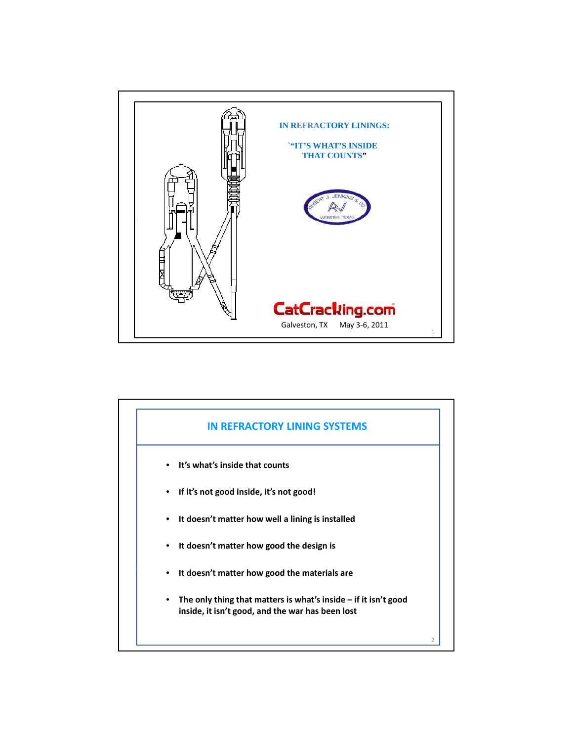# IN REFRACTORY LININGS:

## `"IT'S WHAT'S INSIDE THAT COUNTS"

ROBERT J. JENKINS & CO.

WEBSTER, TEXAS

CatCracking.com

Galveston, TX May 3-6, 2011

---

## IN REFRACTORY LINING SYSTEMS

- **It's what's inside that counts**
- **If it's not good inside, it's not good!**
- **It doesn't matter how well a lining is installed**
- **It doesn't matter how good the design is**
- **It doesn't matter how good the materials are**
- **The only thing that matters is what's inside – if it isn't good inside, it isn't good, and the war has been lost**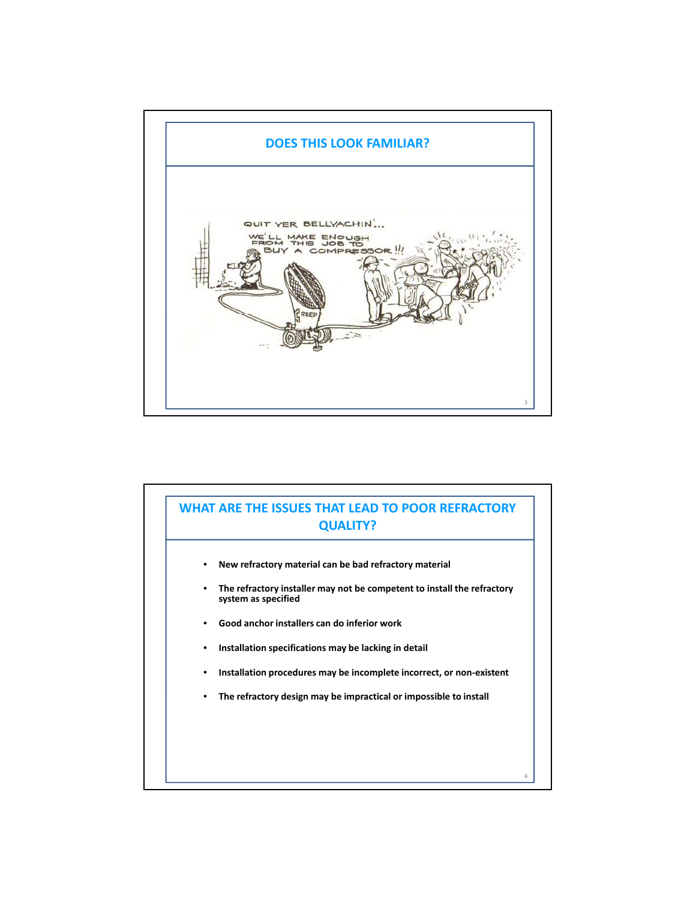## DOES THIS LOOK FAMILIAR?

## WHAT ARE THE ISSUES THAT LEAD TO POOR REFRACTORY QUALITY?

- **New refractory material can be bad refractory material**
- **The refractory installer may not be competent to install the refractory system as specified**
- **Good anchor installers can do inferior work**
- **Installation specifications may be lacking in detail**
- **Installation procedures may be incomplete incorrect, or non-existent**
- **The refractory design may be impractical or impossible to install**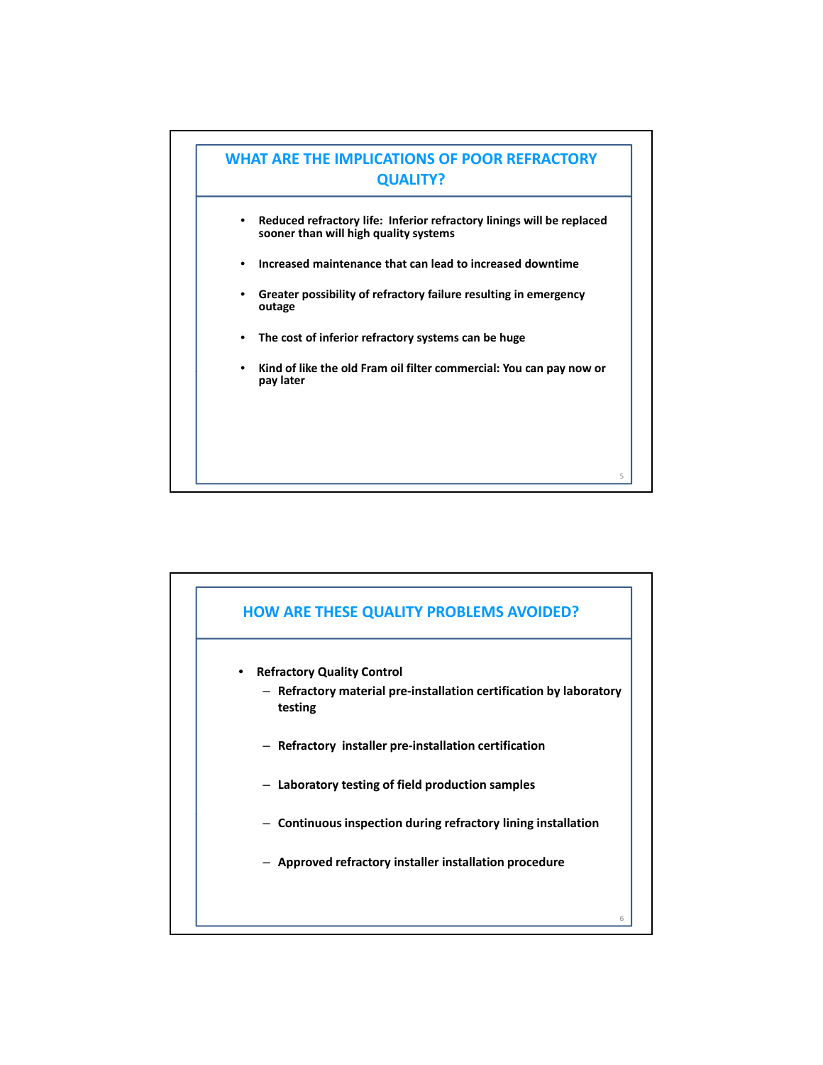## WHAT ARE THE IMPLICATIONS OF POOR REFRACTORY QUALITY?

- **Reduced refractory life: Inferior refractory linings will be replaced sooner than will high quality systems**
- **Increased maintenance that can lead to increased downtime**
- **Greater possibility of refractory failure resulting in emergency outage**
- **The cost of inferior refractory systems can be huge**
- **Kind of like the old Fram oil filter commercial: You can pay now or pay later**

## HOW ARE THESE QUALITY PROBLEMS AVOIDED?

- **Refractory Quality Control**
  - **Refractory material pre-installation certification by laboratory testing**
  - **Refractory installer pre-installation certification**
  - **Laboratory testing of field production samples**
  - **Continuous inspection during refractory lining installation**
  - **Approved refractory installer installation procedure**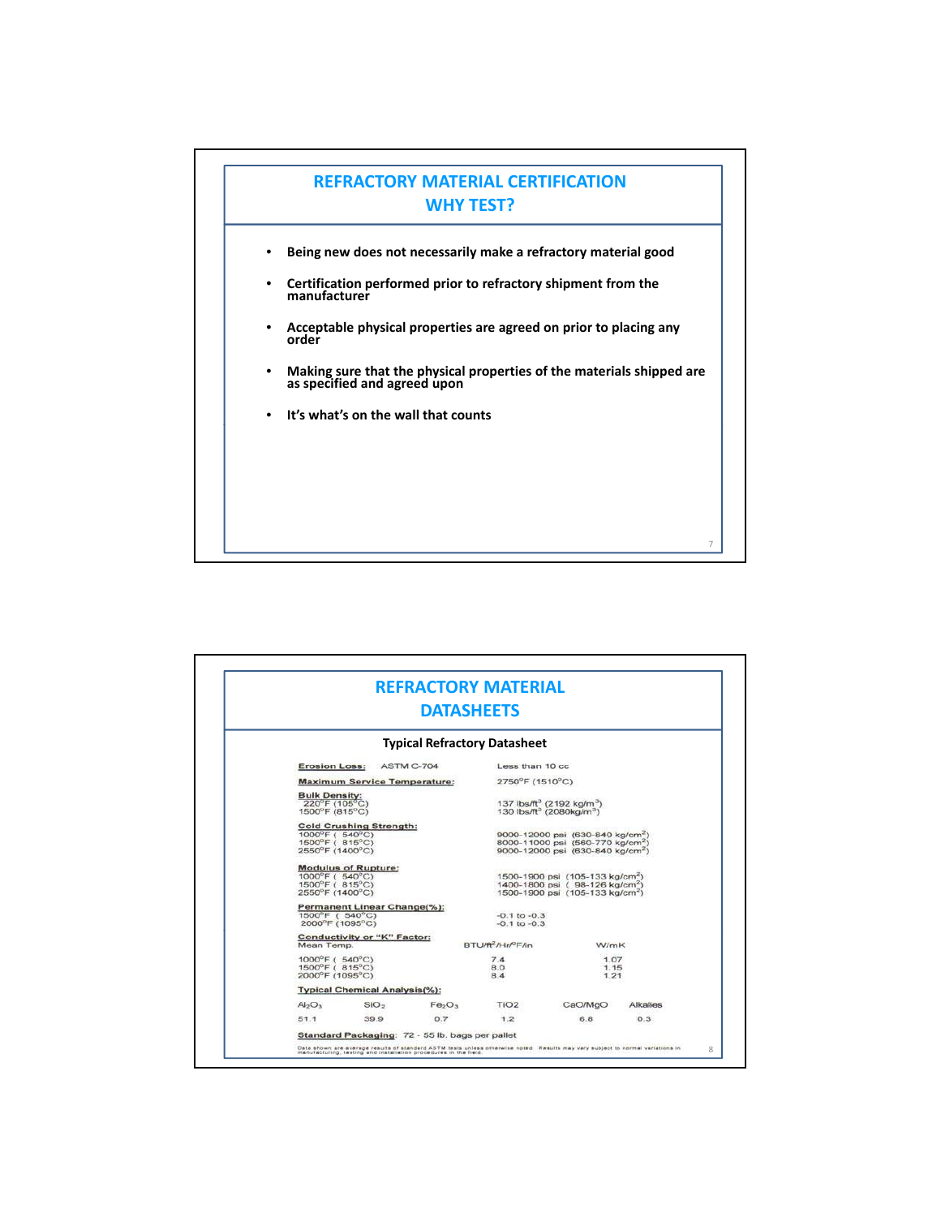## REFRACTORY MATERIAL CERTIFICATION
## WHY TEST?

- Being new does not necessarily make a refractory material good
- Certification performed prior to refractory shipment from the manufacturer
- Acceptable physical properties are agreed on prior to placing any order
- Making sure that the physical properties of the materials shipped are as specified and agreed upon
- It's what's on the wall that counts

## REFRACTORY MATERIAL DATASHEETS

**Typical Refractory Datasheet**

**Erosion Loss:** ASTM C-704 — Less than 10 cc

**Maximum Service Temperature:** 2750°F (1510°C)

**Bulk Density:**

| | |
|---|---|
| 220°F (105°C) | 137 lbs/ft$^3$ (2192 kg/m$^3$) |
| 1500°F (815°C) | 130 lbs/ft$^3$ (2080kg/m$^3$) |

**Cold Crushing Strength:**

| | |
|---|---|
| 1000°F ( 540°C) | 9000-12000 psi (630-840 kg/cm$^2$) |
| 1500°F ( 815°C) | 8000-11000 psi (560-770 kg/cm$^2$) |
| 2550°F (1400°C) | 9000-12000 psi (630-840 kg/cm$^2$) |

**Modulus of Rupture:**

| | |
|---|---|
| 1000°F ( 540°C) | 1500-1900 psi (105-133 kg/cm$^2$) |
| 1500°F ( 815°C) | 1400-1800 psi ( 98-126 kg/cm$^2$) |
| 2550°F (1400°C) | 1500-1900 psi (105-133 kg/cm$^2$) |

**Permanent Linear Change(%):**

| | |
|---|---|
| 1500°F ( 540°C) | -0.1 to -0.3 |
| 2000°F (1095°C) | -0.1 to -0.3 |

**Conductivity or "K" Factor:**

| Mean Temp. | BTU/ft$^2$/Hr/°F/in | W/mK |
|---|---|---|
| 1000°F ( 540°C) | 7.4 | 1.07 |
| 1500°F ( 815°C) | 8.0 | 1.15 |
| 2000°F (1095°C) | 8.4 | 1.21 |

**Typical Chemical Analysis(%):**

| $Al_2O_3$ | $SiO_2$ | $Fe_2O_3$ | TiO2 | CaO/MgO | Alkalies |
|---|---|---|---|---|---|
| 51.1 | 39.9 | 0.7 | 1.2 | 6.6 | 0.3 |

**Standard Packaging:** 72 - 55 lb. bags per pallet

Data shown are average results of standard ASTM tests unless otherwise noted. Results may vary subject to normal variations in manufacturing, testing and installation procedures in the field.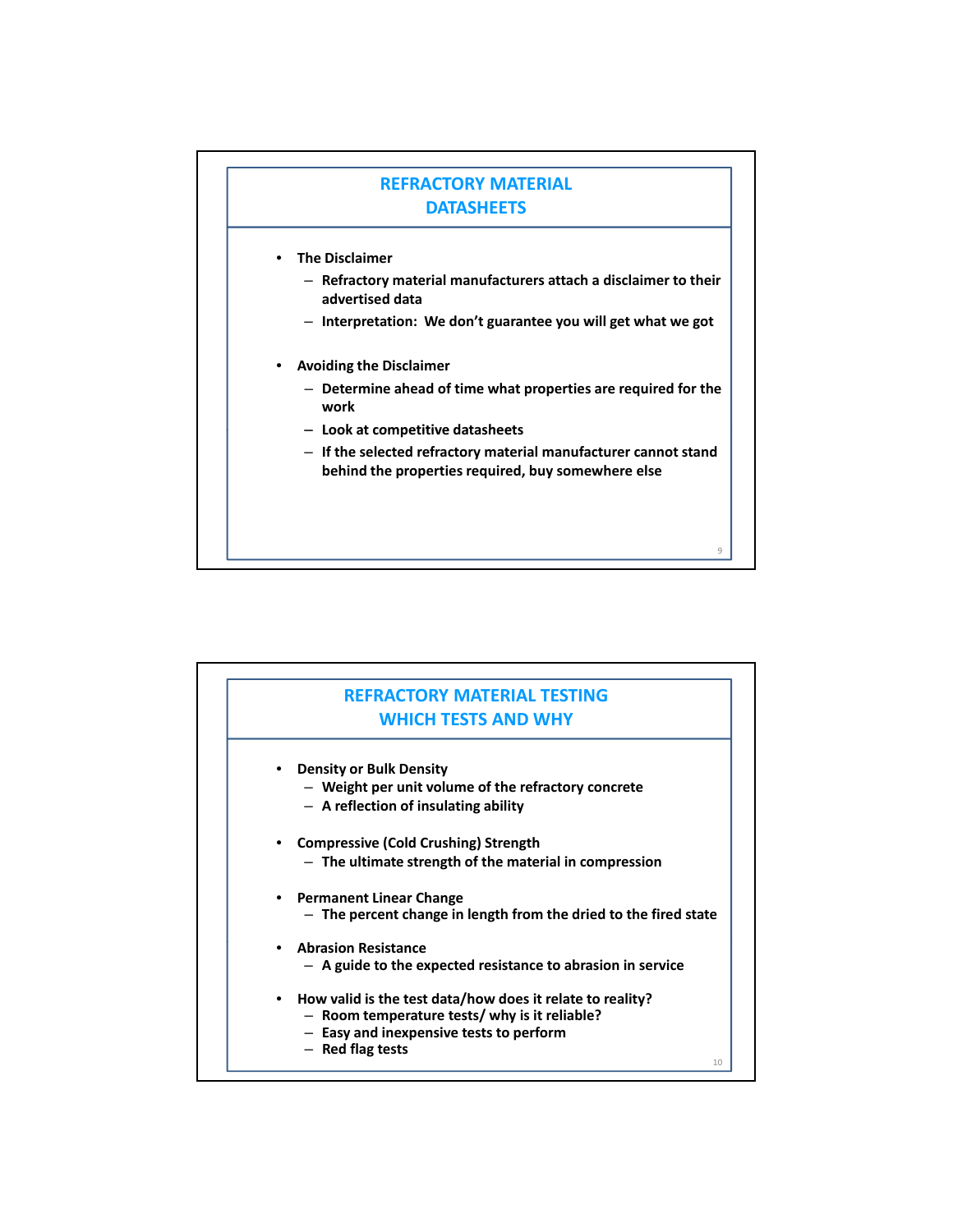## REFRACTORY MATERIAL DATASHEETS

- **The Disclaimer**
  - **Refractory material manufacturers attach a disclaimer to their advertised data**
  - **Interpretation: We don't guarantee you will get what we got**
- **Avoiding the Disclaimer**
  - **Determine ahead of time what properties are required for the work**
  - **Look at competitive datasheets**
  - **If the selected refractory material manufacturer cannot stand behind the properties required, buy somewhere else**

## REFRACTORY MATERIAL TESTING WHICH TESTS AND WHY

- **Density or Bulk Density**
  - **Weight per unit volume of the refractory concrete**
  - **A reflection of insulating ability**
- **Compressive (Cold Crushing) Strength**
  - **The ultimate strength of the material in compression**
- **Permanent Linear Change**
  - **The percent change in length from the dried to the fired state**
- **Abrasion Resistance**
  - **A guide to the expected resistance to abrasion in service**
- **How valid is the test data/how does it relate to reality?**
  - **Room temperature tests/ why is it reliable?**
  - **Easy and inexpensive tests to perform**
  - **Red flag tests**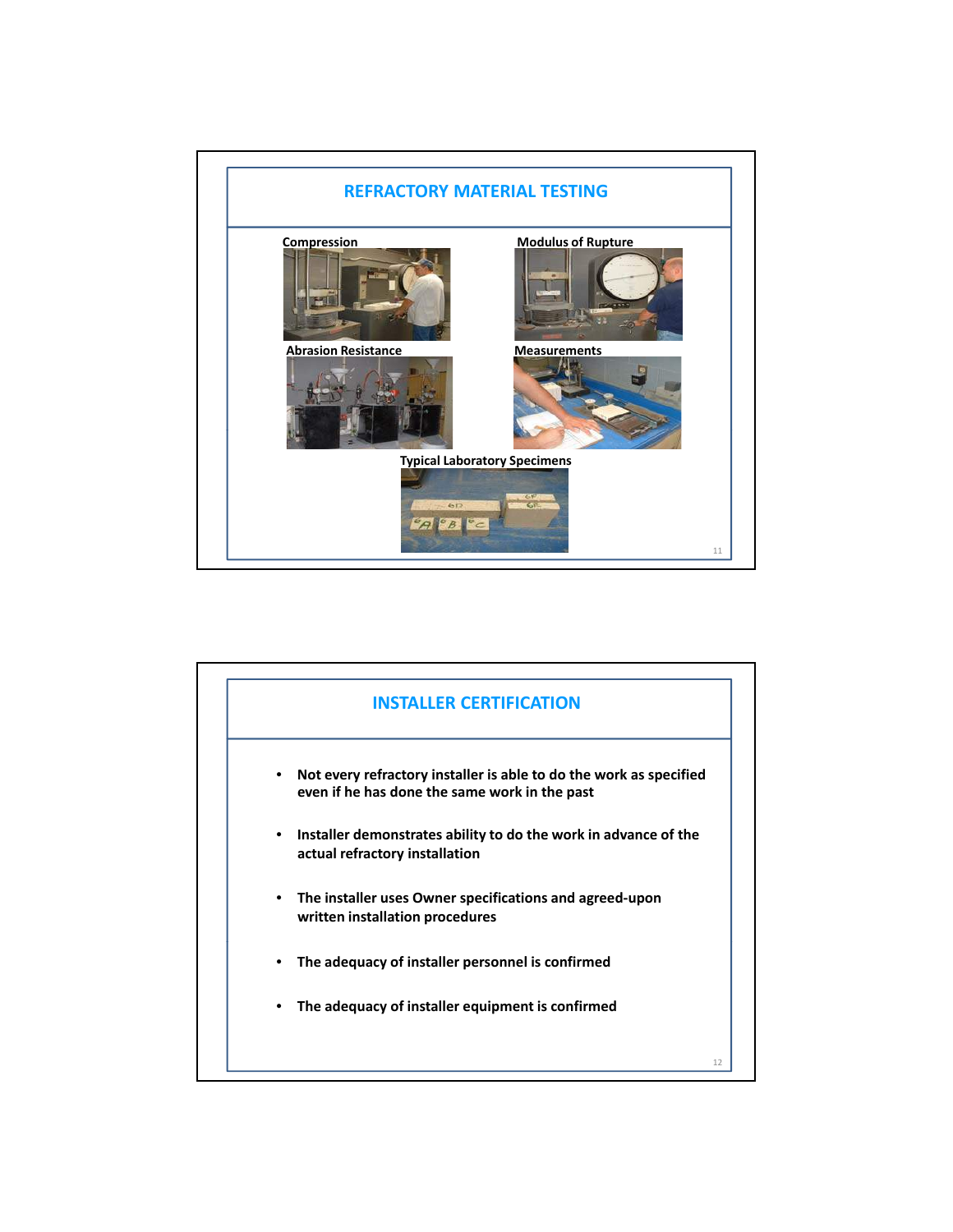## REFRACTORY MATERIAL TESTING

Compression

Modulus of Rupture

Abrasion Resistance

Measurements

Typical Laboratory Specimens

## INSTALLER CERTIFICATION

- **Not every refractory installer is able to do the work as specified even if he has done the same work in the past**
- **Installer demonstrates ability to do the work in advance of the actual refractory installation**
- **The installer uses Owner specifications and agreed-upon written installation procedures**
- **The adequacy of installer personnel is confirmed**
- **The adequacy of installer equipment is confirmed**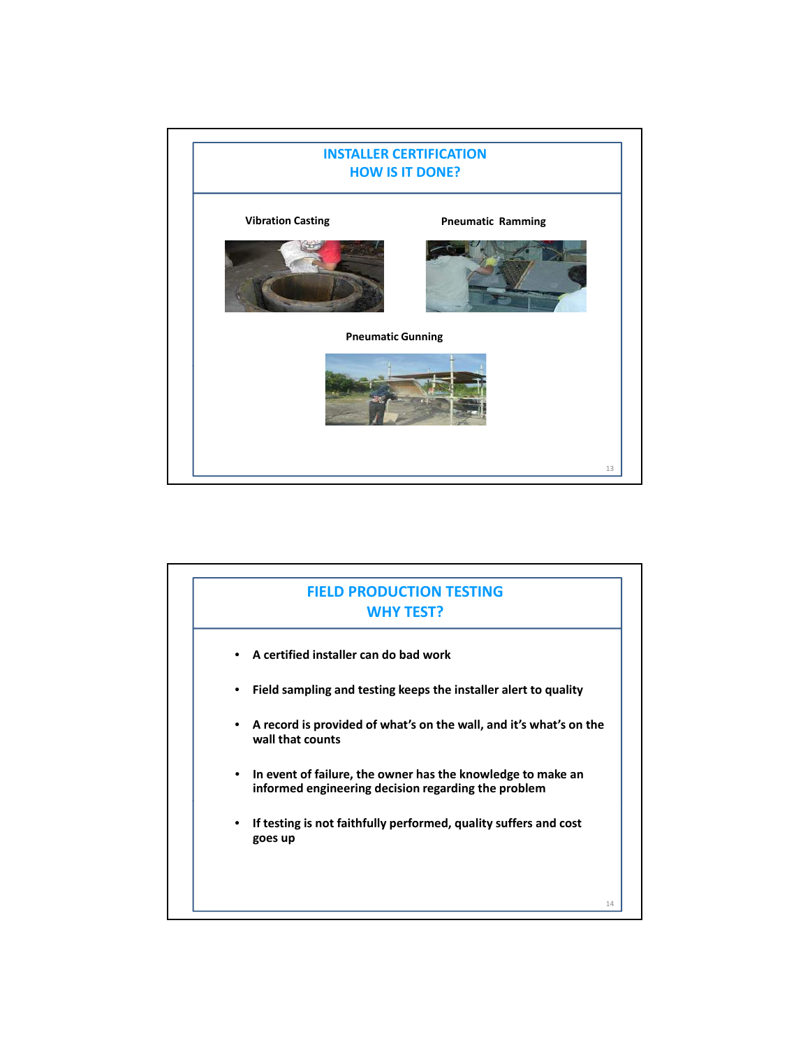## INSTALLER CERTIFICATION
## HOW IS IT DONE?

**Vibration Casting**

**Pneumatic Ramming**

**Pneumatic Gunning**

## FIELD PRODUCTION TESTING
## WHY TEST?

- **A certified installer can do bad work**
- **Field sampling and testing keeps the installer alert to quality**
- **A record is provided of what's on the wall, and it's what's on the wall that counts**
- **In event of failure, the owner has the knowledge to make an informed engineering decision regarding the problem**
- **If testing is not faithfully performed, quality suffers and cost goes up**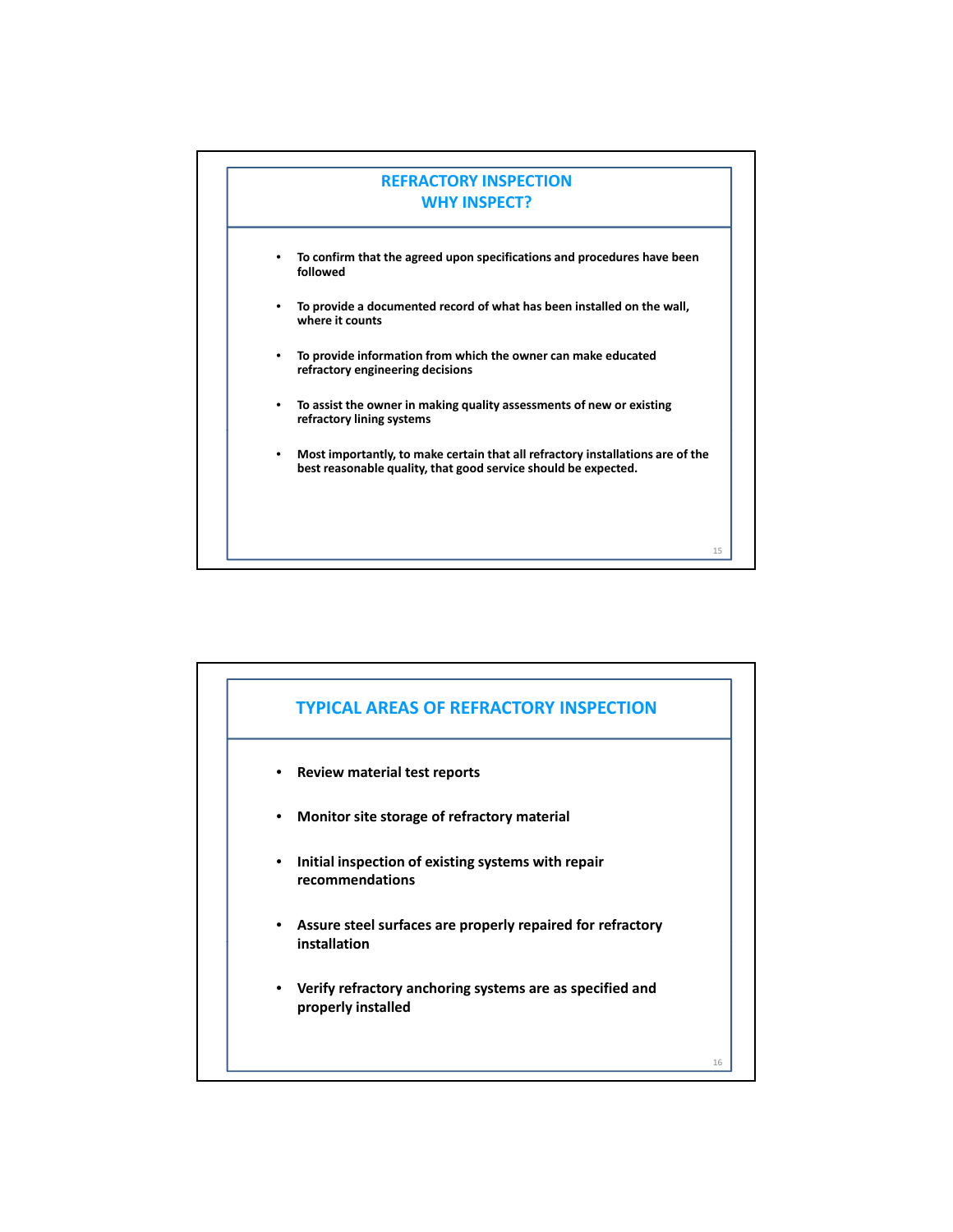## REFRACTORY INSPECTION
## WHY INSPECT?

- **To confirm that the agreed upon specifications and procedures have been followed**
- **To provide a documented record of what has been installed on the wall, where it counts**
- **To provide information from which the owner can make educated refractory engineering decisions**
- **To assist the owner in making quality assessments of new or existing refractory lining systems**
- **Most importantly, to make certain that all refractory installations are of the best reasonable quality, that good service should be expected.**

## TYPICAL AREAS OF REFRACTORY INSPECTION

- **Review material test reports**
- **Monitor site storage of refractory material**
- **Initial inspection of existing systems with repair recommendations**
- **Assure steel surfaces are properly repaired for refractory installation**
- **Verify refractory anchoring systems are as specified and properly installed**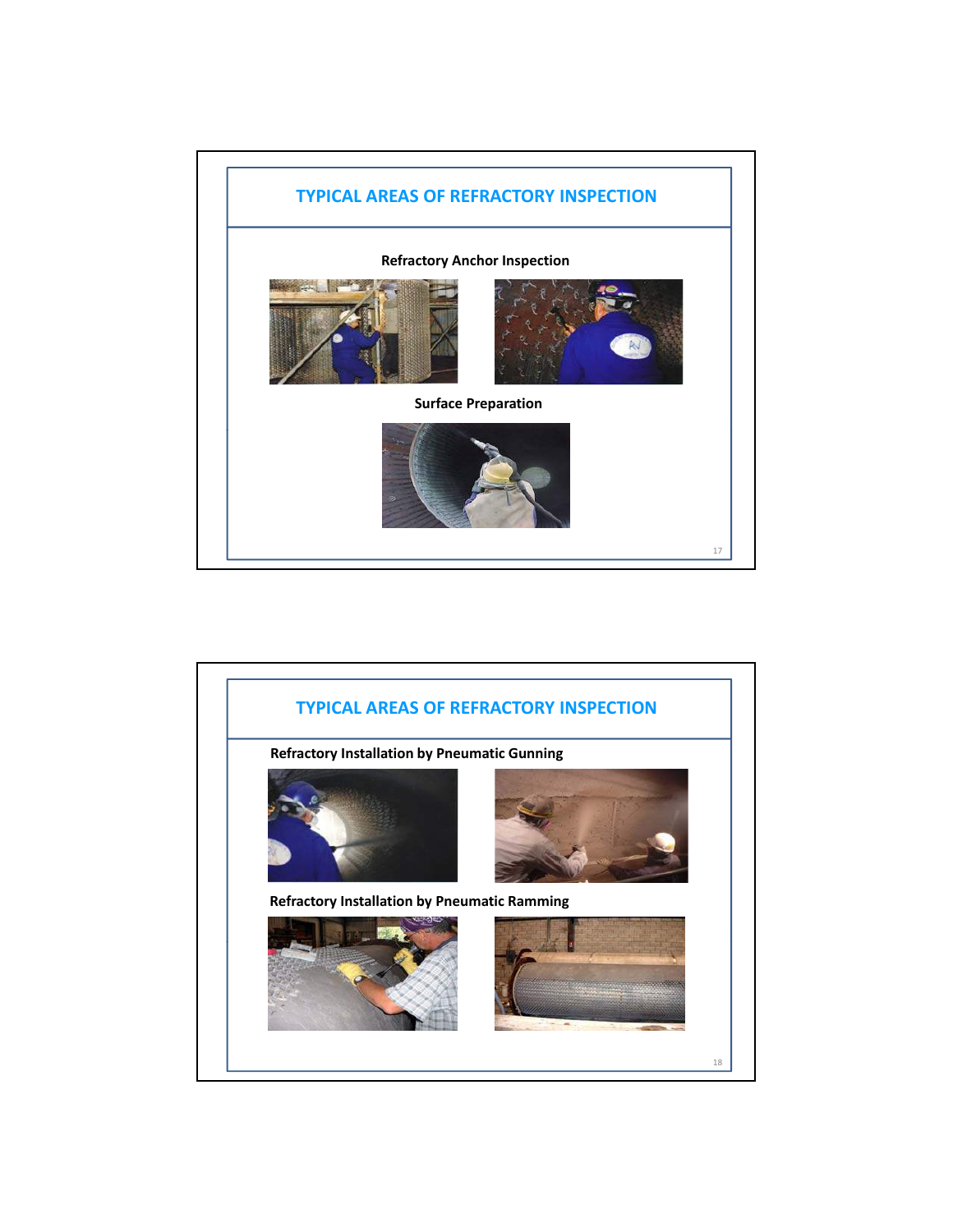# TYPICAL AREAS OF REFRACTORY INSPECTION

**Refractory Anchor Inspection**

**Surface Preparation**

# TYPICAL AREAS OF REFRACTORY INSPECTION

**Refractory Installation by Pneumatic Gunning**

**Refractory Installation by Pneumatic Ramming**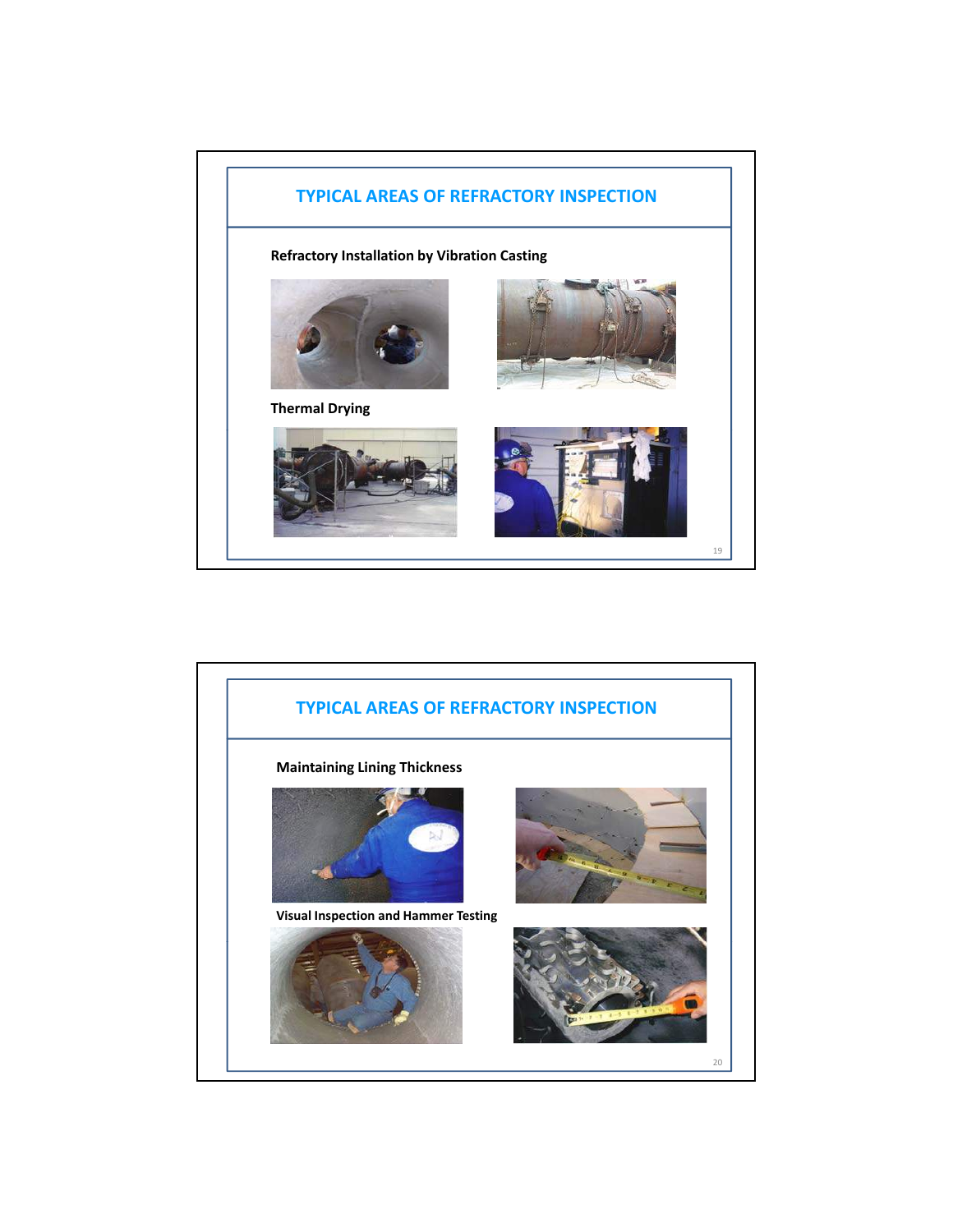## TYPICAL AREAS OF REFRACTORY INSPECTION

**Refractory Installation by Vibration Casting**

**Thermal Drying**

## TYPICAL AREAS OF REFRACTORY INSPECTION

**Maintaining Lining Thickness**

**Visual Inspection and Hammer Testing**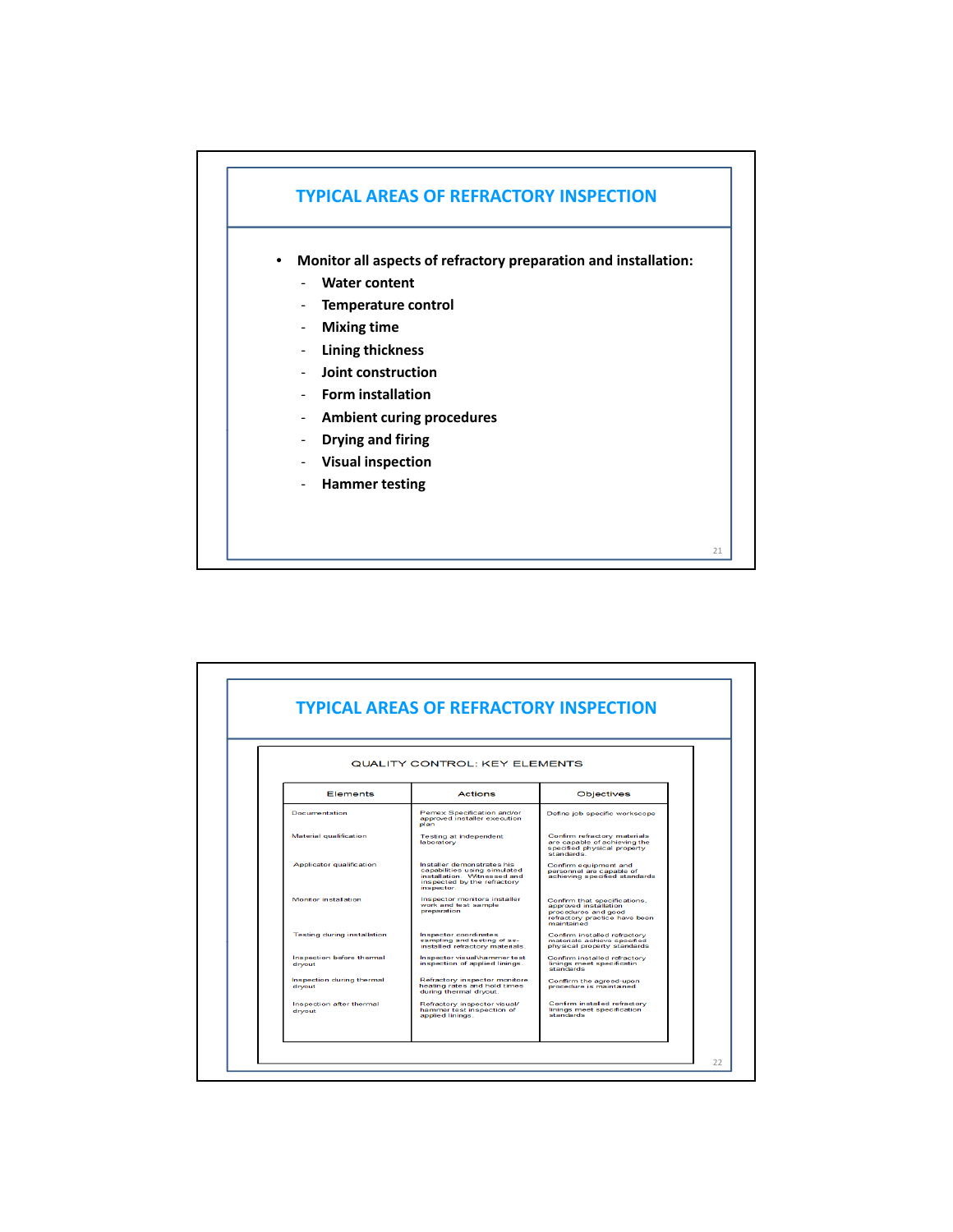## TYPICAL AREAS OF REFRACTORY INSPECTION

- **Monitor all aspects of refractory preparation and installation:**
  - **Water content**
  - **Temperature control**
  - **Mixing time**
  - **Lining thickness**
  - **Joint construction**
  - **Form installation**
  - **Ambient curing procedures**
  - **Drying and firing**
  - **Visual inspection**
  - **Hammer testing**

## TYPICAL AREAS OF REFRACTORY INSPECTION

QUALITY CONTROL: KEY ELEMENTS

| Elements | Actions | Objectives |
|---|---|---|
| Documentation | Pemex Specification and/or approved installer execution plan | Define job specific workscope |
| Material qualification | Testing at independent laboratory | Confirm refractory materials are capable of achieving the specified physical property standards. |
| Applicator qualification | Installer demonstrates his capabilities using simulated installation. Witnessed and inspected by the refractory inspector. | Confirm equipment and personnel are capable of achieving specified standards |
| Monitor installation | Inspector monitors installer work and test sample preparation | Confirm that specifications, approved installation procedures and good refractory practice have been maintained |
| Testing during installation | Inspector coordinates sampling and testing of as-installed refractory materials. | Confirm installed refractory materials achieve specified physical property standards |
| Inspection before thermal dryout | Inspector visual\hammer test inspection of applied linings. | Confirm installed refractory linings meet specificatin standards |
| Inspection during thermal dryout | Refractory inspector monitors heating rates and hold times during thermal dryout. | Confirm the agreed-upon procedure is maintained |
| Inspection after thermal dryout | Refractory inspector visual/ hammer test inspection of applied linings. | Confirm installed refractory linings meet specification standards |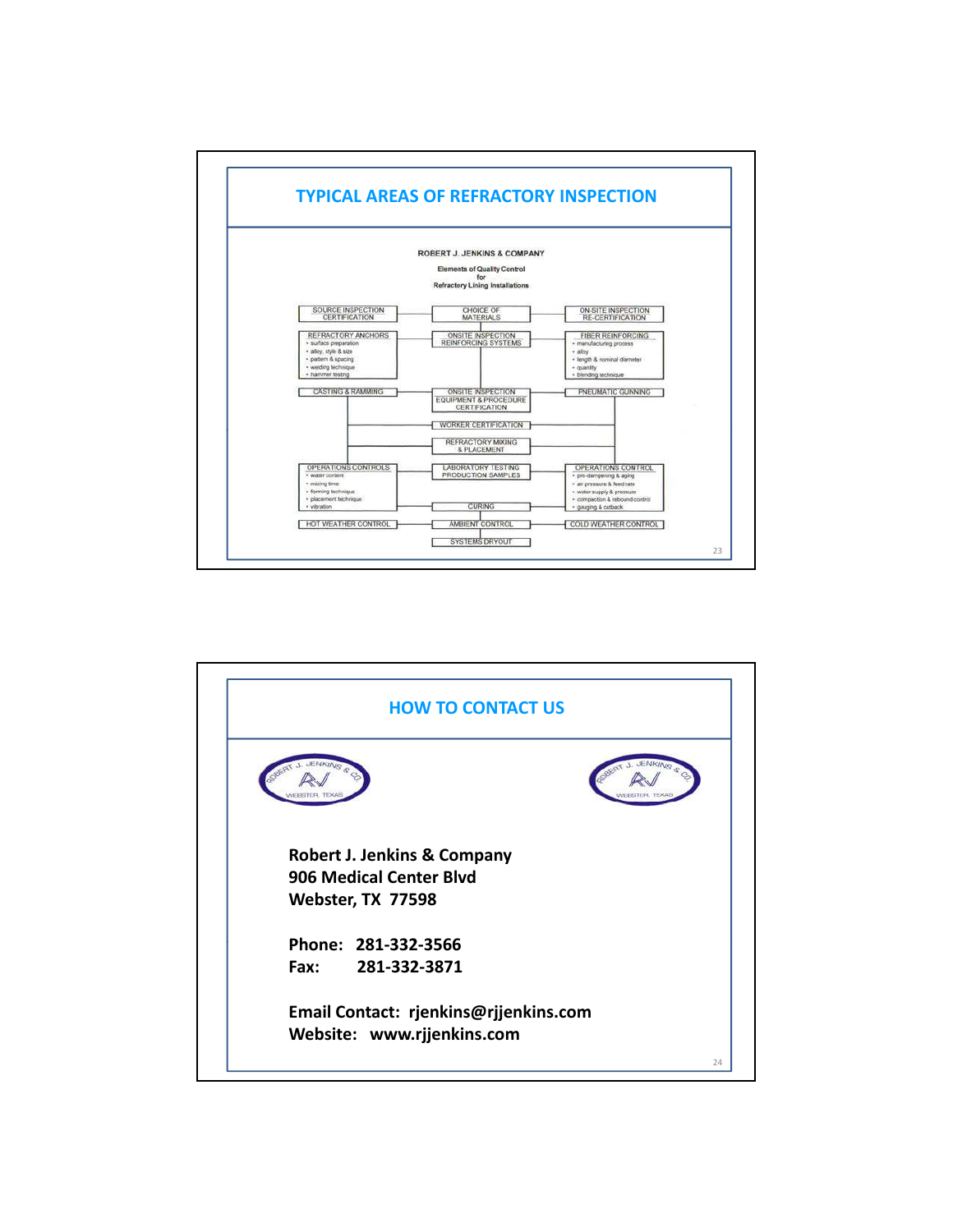## TYPICAL AREAS OF REFRACTORY INSPECTION

ROBERT J. JENKINS & COMPANY

Elements of Quality Control
for
Refractory Lining Installations

SOURCE INSPECTION CERTIFICATION

CHOICE OF MATERIALS

ON-SITE INSPECTION RE-CERTIFICATION

REFRACTORY ANCHORS
- surface preparation
- alloy, style & size
- pattern & spacing
- welding technique
- hammer testing

ONSITE INSPECTION REINFORCING SYSTEMS

FIBER REINFORCING
- manufacturing process
- alloy
- length & nominal diameter
- quantity
- blending technique

CASTING & RAMMING

ONSITE INSPECTION EQUIPMENT & PROCEDURE CERTIFICATION

PNEUMATIC GUNNING

WORKER CERTIFICATION

REFRACTORY MIXING & PLACEMENT

OPERATIONS CONTROLS
- water content
- mixing time
- forming technique
- placement technique
- vibration

LABORATORY TESTING PRODUCTION SAMPLES

OPERATIONS CONTROL
- pre-dampening & aging
- air pressure & feed rate
- water supply & pressure
- compaction & rebound control
- gauging & cutback

CURING

HOT WEATHER CONTROL

AMBIENT CONTROL

COLD WEATHER CONTROL

SYSTEMS DRYOUT

## HOW TO CONTACT US

ROBERT J. JENKINS & CO. WEBSTER, TEXAS

**Robert J. Jenkins & Company**
**906 Medical Center Blvd**
**Webster, TX 77598**

**Phone: 281-332-3566**
**Fax: 281-332-3871**

**Email Contact: rjenkins@rjjenkins.com**
**Website: www.rjjenkins.com**